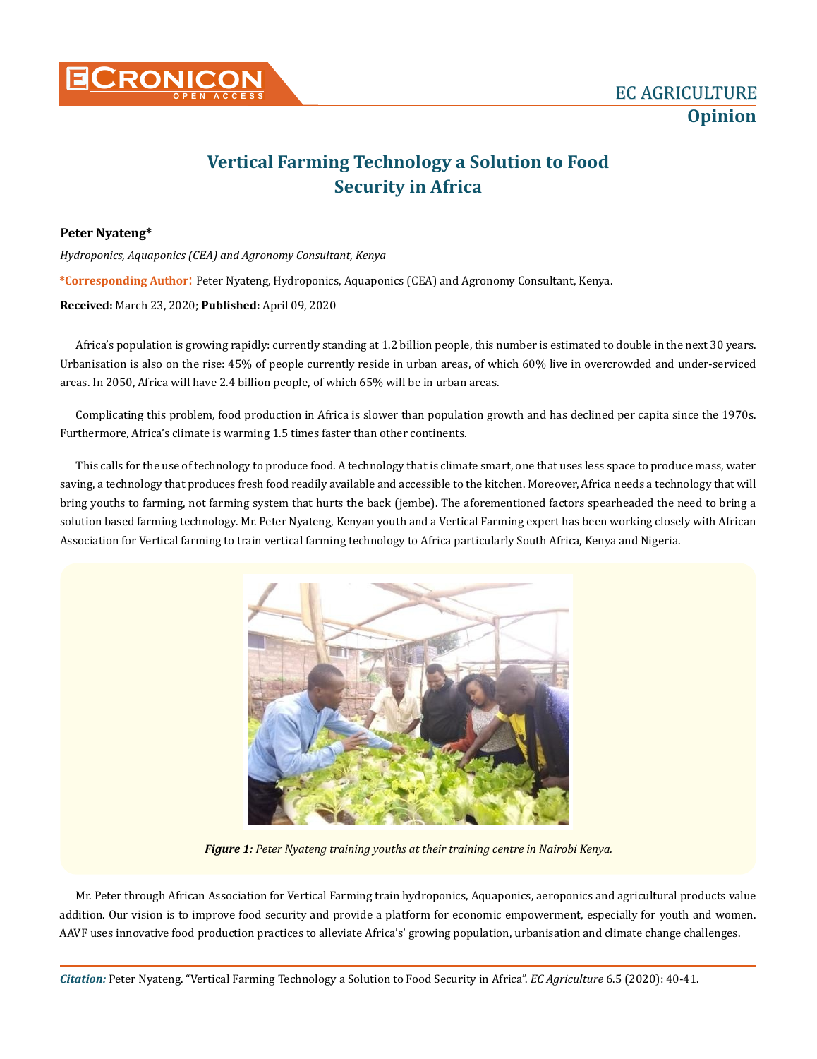# Vertical Farming Technology a Solution to Food Security in Africa

**Peter Nyateng***

*Hydroponics, Aquaponics (CEA) and Agronomy Consultant, Kenya*

***Corresponding Author**: Peter Nyateng, Hydroponics, Aquaponics (CEA) and Agronomy Consultant, Kenya.

**Received:** March 23, 2020; **Published:** April 09, 2020

Africa's population is growing rapidly: currently standing at 1.2 billion people, this number is estimated to double in the next 30 years. Urbanisation is also on the rise: 45% of people currently reside in urban areas, of which 60% live in overcrowded and under-serviced areas. In 2050, Africa will have 2.4 billion people, of which 65% will be in urban areas.

Complicating this problem, food production in Africa is slower than population growth and has declined per capita since the 1970s. Furthermore, Africa's climate is warming 1.5 times faster than other continents.

This calls for the use of technology to produce food. A technology that is climate smart, one that uses less space to produce mass, water saving, a technology that produces fresh food readily available and accessible to the kitchen. Moreover, Africa needs a technology that will bring youths to farming, not farming system that hurts the back (jembe). The aforementioned factors spearheaded the need to bring a solution based farming technology. Mr. Peter Nyateng, Kenyan youth and a Vertical Farming expert has been working closely with African Association for Vertical farming to train vertical farming technology to Africa particularly South Africa, Kenya and Nigeria.

***Figure 1:*** *Peter Nyateng training youths at their training centre in Nairobi Kenya.*

Mr. Peter through African Association for Vertical Farming train hydroponics, Aquaponics, aeroponics and agricultural products value addition. Our vision is to improve food security and provide a platform for economic empowerment, especially for youth and women. AAVF uses innovative food production practices to alleviate Africa's' growing population, urbanisation and climate change challenges.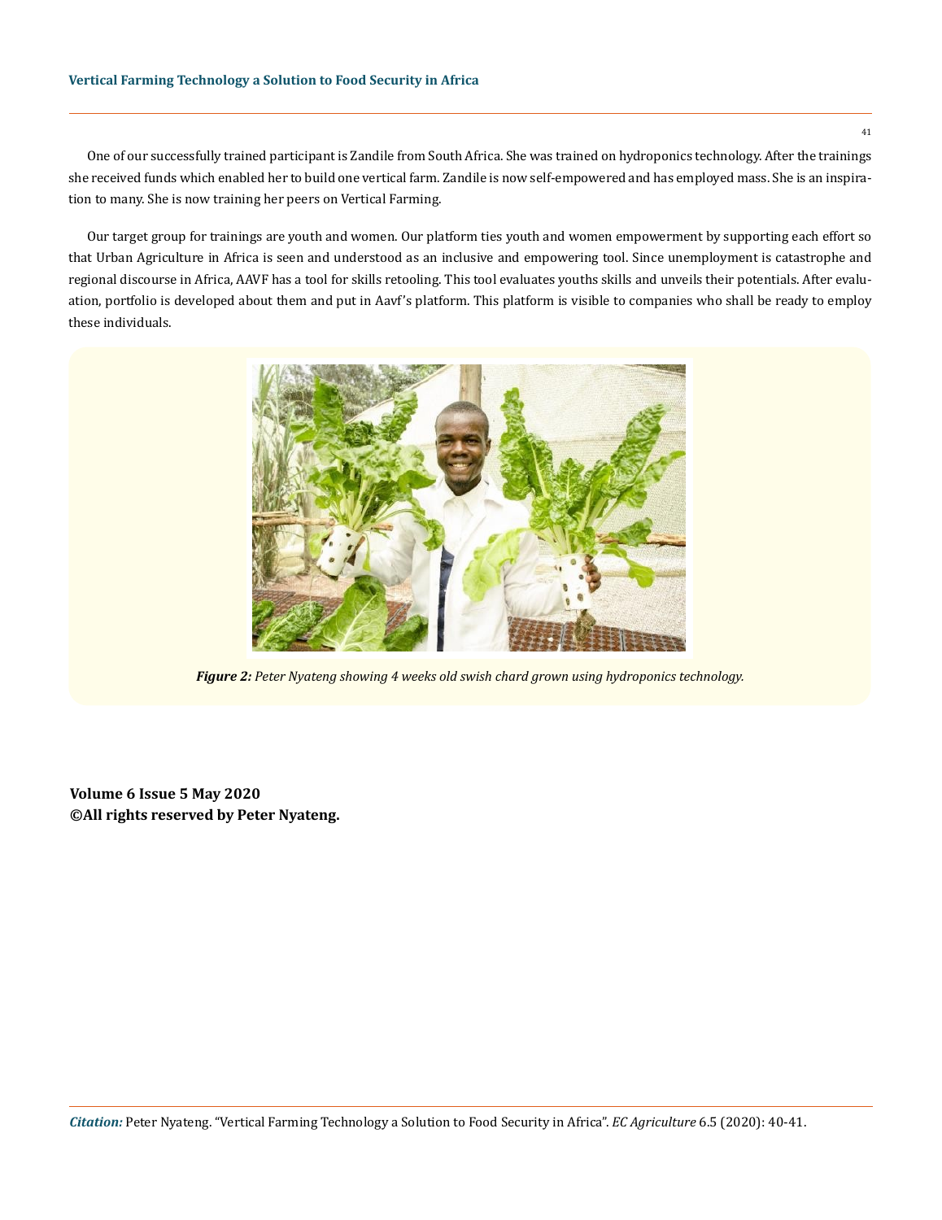One of our successfully trained participant is Zandile from South Africa. She was trained on hydroponics technology. After the trainings she received funds which enabled her to build one vertical farm. Zandile is now self-empowered and has employed mass. She is an inspiration to many. She is now training her peers on Vertical Farming.

Our target group for trainings are youth and women. Our platform ties youth and women empowerment by supporting each effort so that Urban Agriculture in Africa is seen and understood as an inclusive and empowering tool. Since unemployment is catastrophe and regional discourse in Africa, AAVF has a tool for skills retooling. This tool evaluates youths skills and unveils their potentials. After evaluation, portfolio is developed about them and put in Aavf's platform. This platform is visible to companies who shall be ready to employ these individuals.

***Figure 2:*** *Peter Nyateng showing 4 weeks old swish chard grown using hydroponics technology.*

**©All rights reserved by Peter Nyateng.**